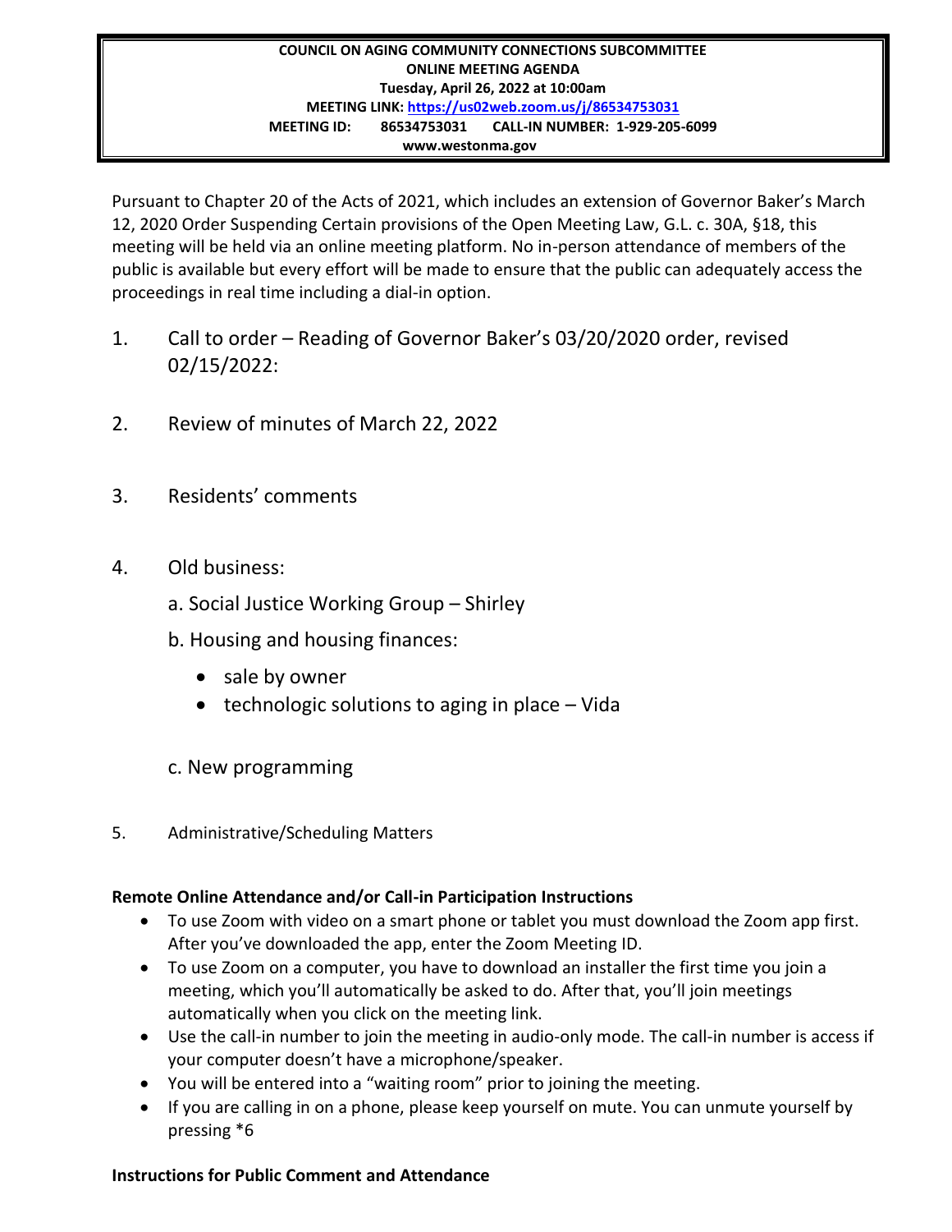**COUNCIL ON AGING COMMUNITY CONNECTIONS SUBCOMMITTEE**
**ONLINE MEETING AGENDA**
**Tuesday, April 26, 2022 at 10:00am**
**MEETING LINK: [https://us02web.zoom.us/j/86534753031](https://us02web.zoom.us/j/86534753031)**
**MEETING ID: 86534753031 CALL-IN NUMBER: 1-929-205-6099**
**www.westonma.gov**

Pursuant to Chapter 20 of the Acts of 2021, which includes an extension of Governor Baker's March 12, 2020 Order Suspending Certain provisions of the Open Meeting Law, G.L. c. 30A, §18, this meeting will be held via an online meeting platform. No in-person attendance of members of the public is available but every effort will be made to ensure that the public can adequately access the proceedings in real time including a dial-in option.

1. Call to order – Reading of Governor Baker's 03/20/2020 order, revised 02/15/2022:

2. Review of minutes of March 22, 2022

3. Residents' comments

4. Old business:

   a. Social Justice Working Group – Shirley

   b. Housing and housing finances:

      - sale by owner
      - technologic solutions to aging in place – Vida

   c. New programming

5. Administrative/Scheduling Matters

**Remote Online Attendance and/or Call-in Participation Instructions**

- To use Zoom with video on a smart phone or tablet you must download the Zoom app first. After you've downloaded the app, enter the Zoom Meeting ID.
- To use Zoom on a computer, you have to download an installer the first time you join a meeting, which you'll automatically be asked to do. After that, you'll join meetings automatically when you click on the meeting link.
- Use the call-in number to join the meeting in audio-only mode. The call-in number is access if your computer doesn't have a microphone/speaker.
- You will be entered into a "waiting room" prior to joining the meeting.
- If you are calling in on a phone, please keep yourself on mute. You can unmute yourself by pressing *6

**Instructions for Public Comment and Attendance**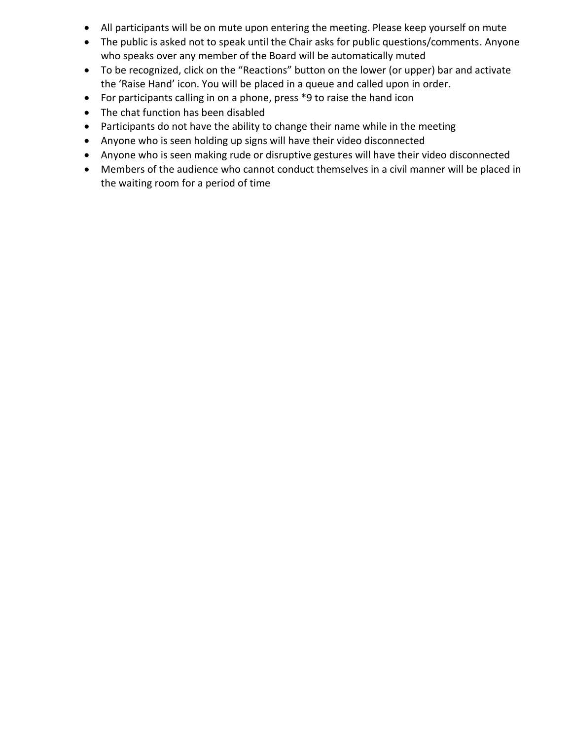- All participants will be on mute upon entering the meeting. Please keep yourself on mute
- The public is asked not to speak until the Chair asks for public questions/comments. Anyone who speaks over any member of the Board will be automatically muted
- To be recognized, click on the "Reactions" button on the lower (or upper) bar and activate the 'Raise Hand' icon. You will be placed in a queue and called upon in order.
- For participants calling in on a phone, press *9 to raise the hand icon
- The chat function has been disabled
- Participants do not have the ability to change their name while in the meeting
- Anyone who is seen holding up signs will have their video disconnected
- Anyone who is seen making rude or disruptive gestures will have their video disconnected
- Members of the audience who cannot conduct themselves in a civil manner will be placed in the waiting room for a period of time